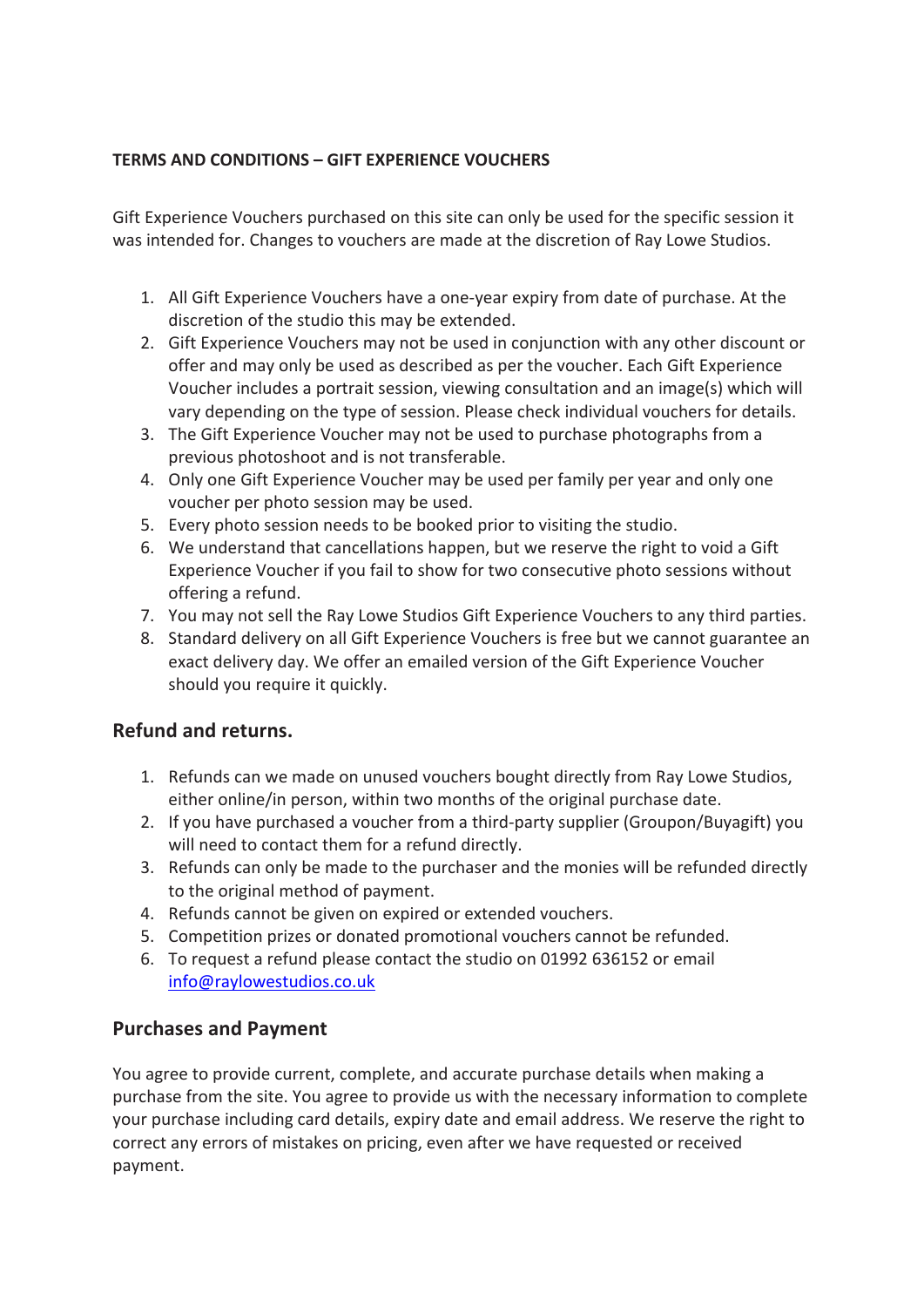**TERMS AND CONDITIONS – GIFT EXPERIENCE VOUCHERS**

Gift Experience Vouchers purchased on this site can only be used for the specific session it was intended for. Changes to vouchers are made at the discretion of Ray Lowe Studios.

1. All Gift Experience Vouchers have a one-year expiry from date of purchase. At the discretion of the studio this may be extended.
2. Gift Experience Vouchers may not be used in conjunction with any other discount or offer and may only be used as described as per the voucher. Each Gift Experience Voucher includes a portrait session, viewing consultation and an image(s) which will vary depending on the type of session. Please check individual vouchers for details.
3. The Gift Experience Voucher may not be used to purchase photographs from a previous photoshoot and is not transferable.
4. Only one Gift Experience Voucher may be used per family per year and only one voucher per photo session may be used.
5. Every photo session needs to be booked prior to visiting the studio.
6. We understand that cancellations happen, but we reserve the right to void a Gift Experience Voucher if you fail to show for two consecutive photo sessions without offering a refund.
7. You may not sell the Ray Lowe Studios Gift Experience Vouchers to any third parties.
8. Standard delivery on all Gift Experience Vouchers is free but we cannot guarantee an exact delivery day. We offer an emailed version of the Gift Experience Voucher should you require it quickly.

## Refund and returns.

1. Refunds can we made on unused vouchers bought directly from Ray Lowe Studios, either online/in person, within two months of the original purchase date.
2. If you have purchased a voucher from a third-party supplier (Groupon/Buyagift) you will need to contact them for a refund directly.
3. Refunds can only be made to the purchaser and the monies will be refunded directly to the original method of payment.
4. Refunds cannot be given on expired or extended vouchers.
5. Competition prizes or donated promotional vouchers cannot be refunded.
6. To request a refund please contact the studio on 01992 636152 or email [info@raylowestudios.co.uk](mailto:info@raylowestudios.co.uk)

## Purchases and Payment

You agree to provide current, complete, and accurate purchase details when making a purchase from the site. You agree to provide us with the necessary information to complete your purchase including card details, expiry date and email address. We reserve the right to correct any errors of mistakes on pricing, even after we have requested or received payment.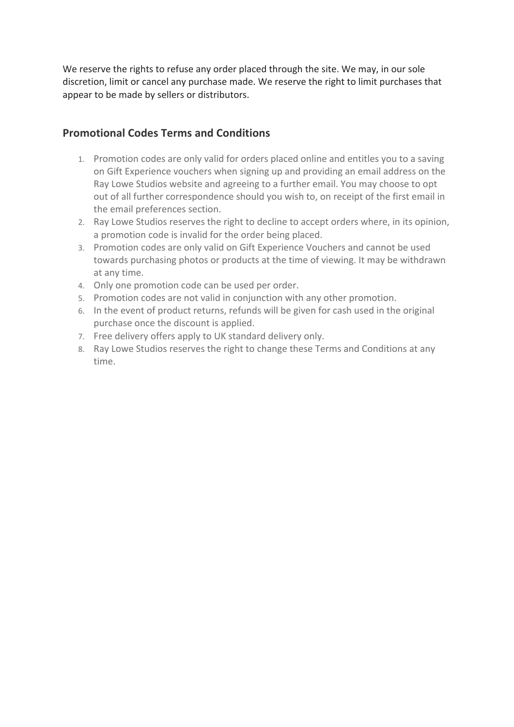We reserve the rights to refuse any order placed through the site. We may, in our sole discretion, limit or cancel any purchase made. We reserve the right to limit purchases that appear to be made by sellers or distributors.

## Promotional Codes Terms and Conditions

1. Promotion codes are only valid for orders placed online and entitles you to a saving on Gift Experience vouchers when signing up and providing an email address on the Ray Lowe Studios website and agreeing to a further email. You may choose to opt out of all further correspondence should you wish to, on receipt of the first email in the email preferences section.
2. Ray Lowe Studios reserves the right to decline to accept orders where, in its opinion, a promotion code is invalid for the order being placed.
3. Promotion codes are only valid on Gift Experience Vouchers and cannot be used towards purchasing photos or products at the time of viewing. It may be withdrawn at any time.
4. Only one promotion code can be used per order.
5. Promotion codes are not valid in conjunction with any other promotion.
6. In the event of product returns, refunds will be given for cash used in the original purchase once the discount is applied.
7. Free delivery offers apply to UK standard delivery only.
8. Ray Lowe Studios reserves the right to change these Terms and Conditions at any time.